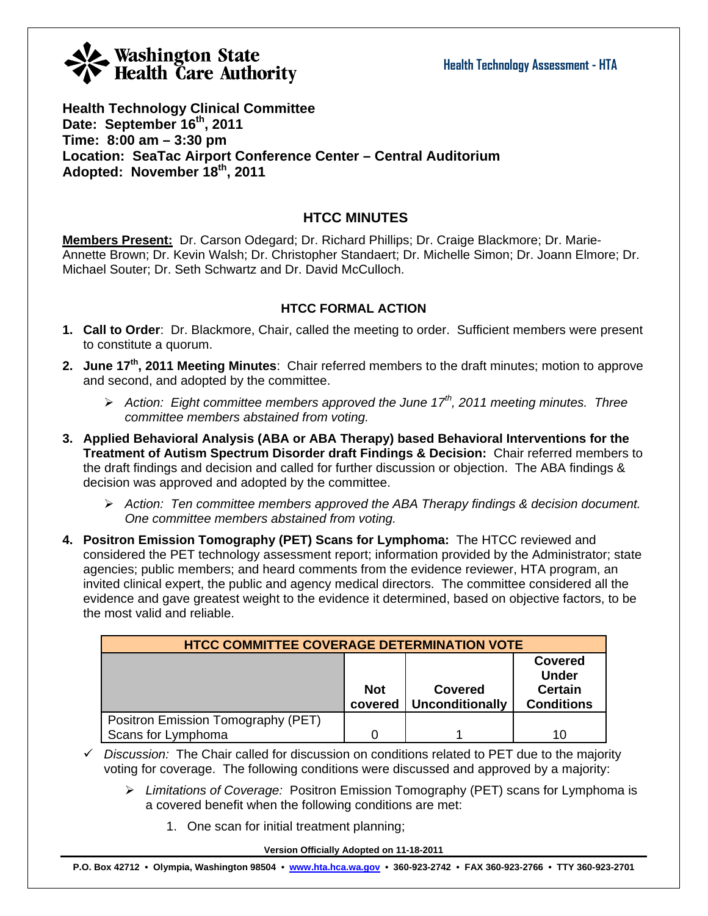Washington State Health Care Authority

Health Technology Assessment - HTA

**Health Technology Clinical Committee**
**Date: September 16th, 2011**
**Time: 8:00 am – 3:30 pm**
**Location: SeaTac Airport Conference Center – Central Auditorium**
**Adopted: November 18th, 2011**

## HTCC MINUTES

**Members Present:** Dr. Carson Odegard; Dr. Richard Phillips; Dr. Craige Blackmore; Dr. Marie-Annette Brown; Dr. Kevin Walsh; Dr. Christopher Standaert; Dr. Michelle Simon; Dr. Joann Elmore; Dr. Michael Souter; Dr. Seth Schwartz and Dr. David McCulloch.

### HTCC FORMAL ACTION

1. **Call to Order**: Dr. Blackmore, Chair, called the meeting to order. Sufficient members were present to constitute a quorum.
2. **June 17th, 2011 Meeting Minutes**: Chair referred members to the draft minutes; motion to approve and second, and adopted by the committee.
   - *Action: Eight committee members approved the June 17th, 2011 meeting minutes. Three committee members abstained from voting.*
3. **Applied Behavioral Analysis (ABA or ABA Therapy) based Behavioral Interventions for the Treatment of Autism Spectrum Disorder draft Findings & Decision:** Chair referred members to the draft findings and decision and called for further discussion or objection. The ABA findings & decision was approved and adopted by the committee.
   - *Action: Ten committee members approved the ABA Therapy findings & decision document. One committee members abstained from voting.*
4. **Positron Emission Tomography (PET) Scans for Lymphoma:** The HTCC reviewed and considered the PET technology assessment report; information provided by the Administrator; state agencies; public members; and heard comments from the evidence reviewer, HTA program, an invited clinical expert, the public and agency medical directors. The committee considered all the evidence and gave greatest weight to the evidence it determined, based on objective factors, to be the most valid and reliable.

| HTCC COMMITTEE COVERAGE DETERMINATION VOTE | | | |
|---|---|---|---|
| | **Not covered** | **Covered Unconditionally** | **Covered Under Certain Conditions** |
| Positron Emission Tomography (PET) Scans for Lymphoma | 0 | 1 | 10 |

- *Discussion:* The Chair called for discussion on conditions related to PET due to the majority voting for coverage. The following conditions were discussed and approved by a majority:
  - *Limitations of Coverage:* Positron Emission Tomography (PET) scans for Lymphoma is a covered benefit when the following conditions are met:
    1. One scan for initial treatment planning;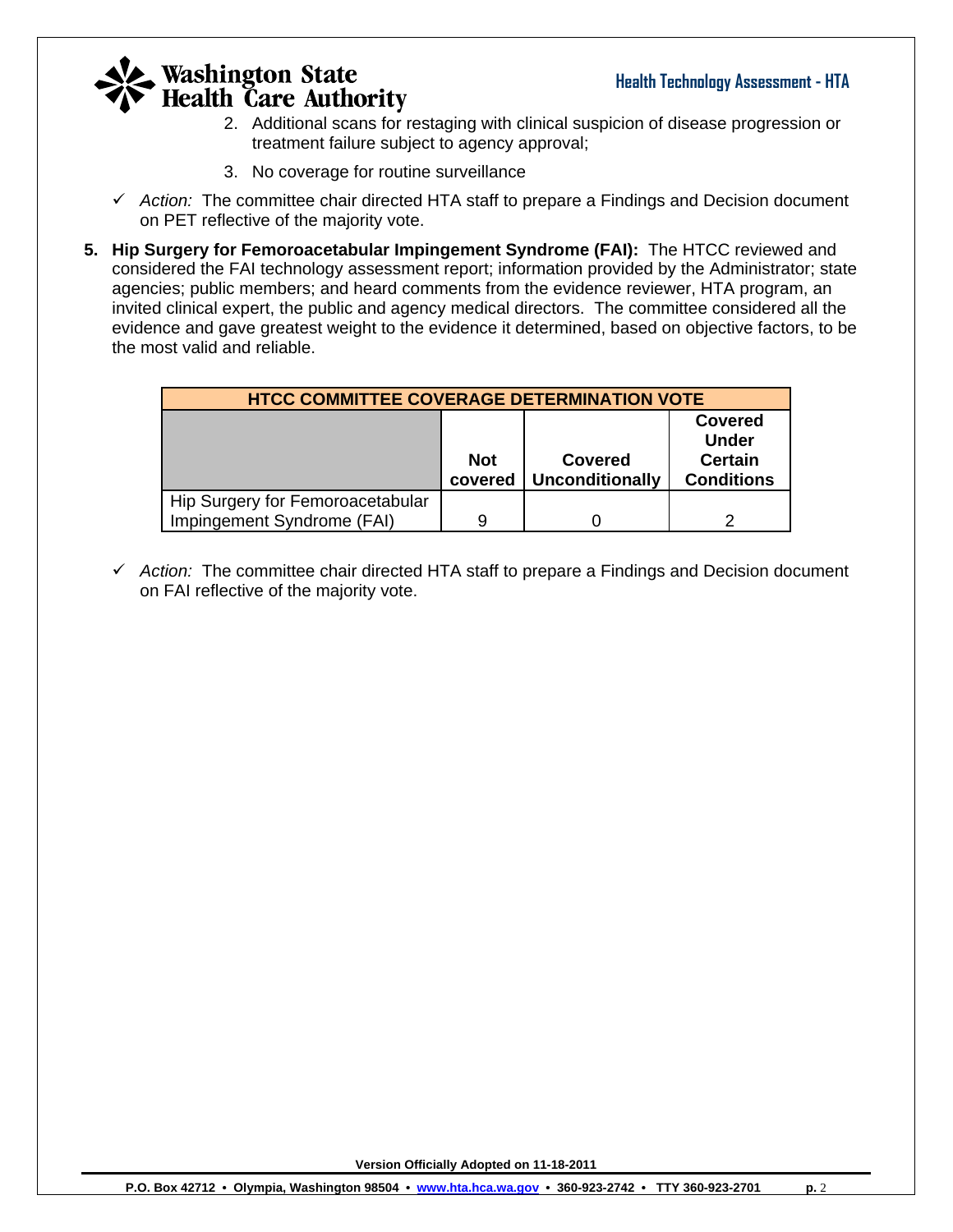2. Additional scans for restaging with clinical suspicion of disease progression or treatment failure subject to agency approval;

3. No coverage for routine surveillance

- ✓ *Action:* The committee chair directed HTA staff to prepare a Findings and Decision document on PET reflective of the majority vote.

5. **Hip Surgery for Femoroacetabular Impingement Syndrome (FAI):** The HTCC reviewed and considered the FAI technology assessment report; information provided by the Administrator; state agencies; public members; and heard comments from the evidence reviewer, HTA program, an invited clinical expert, the public and agency medical directors. The committee considered all the evidence and gave greatest weight to the evidence it determined, based on objective factors, to be the most valid and reliable.

| HTCC COMMITTEE COVERAGE DETERMINATION VOTE | | | |
|---|---|---|---|
| | **Not covered** | **Covered Unconditionally** | **Covered Under Certain Conditions** |
| Hip Surgery for Femoroacetabular Impingement Syndrome (FAI) | 9 | 0 | 2 |

- ✓ *Action:* The committee chair directed HTA staff to prepare a Findings and Decision document on FAI reflective of the majority vote.

**Version Officially Adopted on 11-18-2011**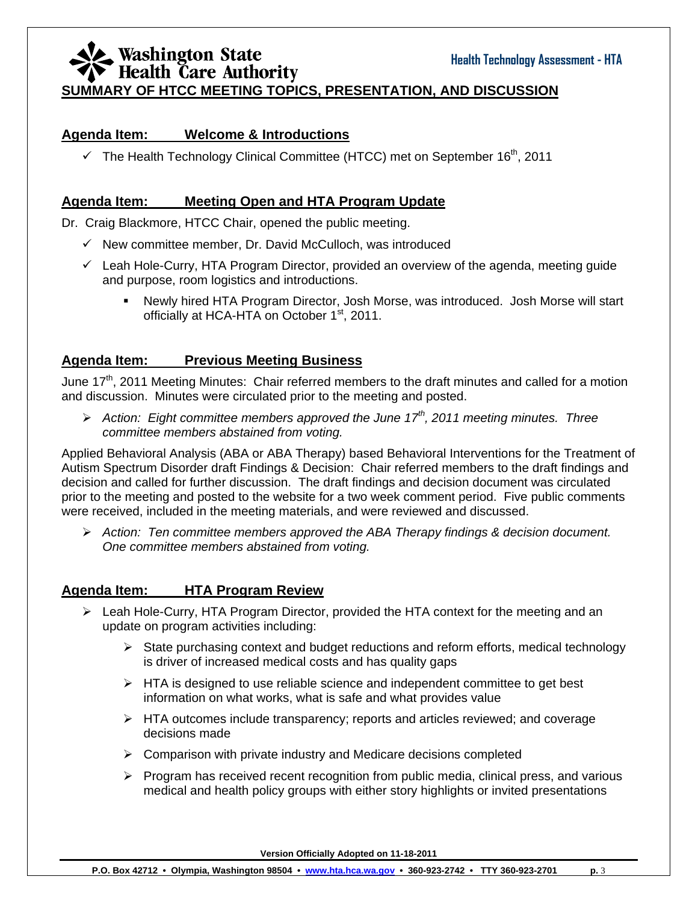## SUMMARY OF HTCC MEETING TOPICS, PRESENTATION, AND DISCUSSION

### Agenda Item: Welcome & Introductions

- ✓ The Health Technology Clinical Committee (HTCC) met on September 16th, 2011

### Agenda Item: Meeting Open and HTA Program Update

Dr. Craig Blackmore, HTCC Chair, opened the public meeting.

- ✓ New committee member, Dr. David McCulloch, was introduced
- ✓ Leah Hole-Curry, HTA Program Director, provided an overview of the agenda, meeting guide and purpose, room logistics and introductions.
  - Newly hired HTA Program Director, Josh Morse, was introduced. Josh Morse will start officially at HCA-HTA on October 1st, 2011.

### Agenda Item: Previous Meeting Business

June 17th, 2011 Meeting Minutes: Chair referred members to the draft minutes and called for a motion and discussion. Minutes were circulated prior to the meeting and posted.

- *Action: Eight committee members approved the June 17th, 2011 meeting minutes. Three committee members abstained from voting.*

Applied Behavioral Analysis (ABA or ABA Therapy) based Behavioral Interventions for the Treatment of Autism Spectrum Disorder draft Findings & Decision: Chair referred members to the draft findings and decision and called for further discussion. The draft findings and decision document was circulated prior to the meeting and posted to the website for a two week comment period. Five public comments were received, included in the meeting materials, and were reviewed and discussed.

- *Action: Ten committee members approved the ABA Therapy findings & decision document. One committee members abstained from voting.*

### Agenda Item: HTA Program Review

- Leah Hole-Curry, HTA Program Director, provided the HTA context for the meeting and an update on program activities including:
  - State purchasing context and budget reductions and reform efforts, medical technology is driver of increased medical costs and has quality gaps
  - HTA is designed to use reliable science and independent committee to get best information on what works, what is safe and what provides value
  - HTA outcomes include transparency; reports and articles reviewed; and coverage decisions made
  - Comparison with private industry and Medicare decisions completed
  - Program has received recent recognition from public media, clinical press, and various medical and health policy groups with either story highlights or invited presentations

Version Officially Adopted on 11-18-2011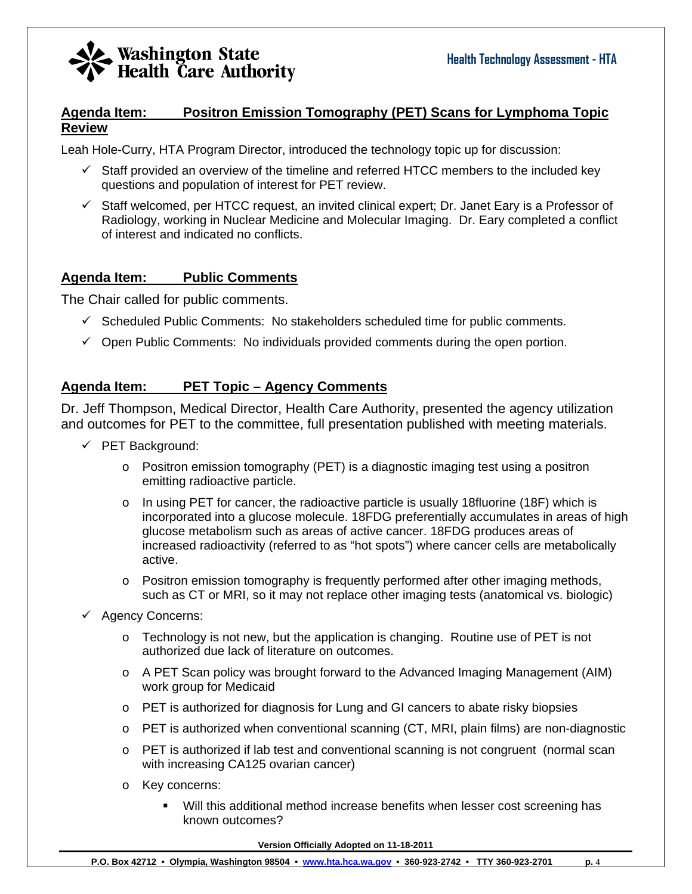## Agenda Item: Positron Emission Tomography (PET) Scans for Lymphoma Topic Review

Leah Hole-Curry, HTA Program Director, introduced the technology topic up for discussion:

- ✓ Staff provided an overview of the timeline and referred HTCC members to the included key questions and population of interest for PET review.
- ✓ Staff welcomed, per HTCC request, an invited clinical expert; Dr. Janet Eary is a Professor of Radiology, working in Nuclear Medicine and Molecular Imaging. Dr. Eary completed a conflict of interest and indicated no conflicts.

## Agenda Item: Public Comments

The Chair called for public comments.

- ✓ Scheduled Public Comments: No stakeholders scheduled time for public comments.
- ✓ Open Public Comments: No individuals provided comments during the open portion.

## Agenda Item: PET Topic – Agency Comments

Dr. Jeff Thompson, Medical Director, Health Care Authority, presented the agency utilization and outcomes for PET to the committee, full presentation published with meeting materials.

- ✓ PET Background:
  - o Positron emission tomography (PET) is a diagnostic imaging test using a positron emitting radioactive particle.
  - o In using PET for cancer, the radioactive particle is usually 18fluorine (18F) which is incorporated into a glucose molecule. 18FDG preferentially accumulates in areas of high glucose metabolism such as areas of active cancer. 18FDG produces areas of increased radioactivity (referred to as "hot spots") where cancer cells are metabolically active.
  - o Positron emission tomography is frequently performed after other imaging methods, such as CT or MRI, so it may not replace other imaging tests (anatomical vs. biologic)
- ✓ Agency Concerns:
  - o Technology is not new, but the application is changing. Routine use of PET is not authorized due lack of literature on outcomes.
  - o A PET Scan policy was brought forward to the Advanced Imaging Management (AIM) work group for Medicaid
  - o PET is authorized for diagnosis for Lung and GI cancers to abate risky biopsies
  - o PET is authorized when conventional scanning (CT, MRI, plain films) are non-diagnostic
  - o PET is authorized if lab test and conventional scanning is not congruent (normal scan with increasing CA125 ovarian cancer)
  - o Key concerns:
    - ▪ Will this additional method increase benefits when lesser cost screening has known outcomes?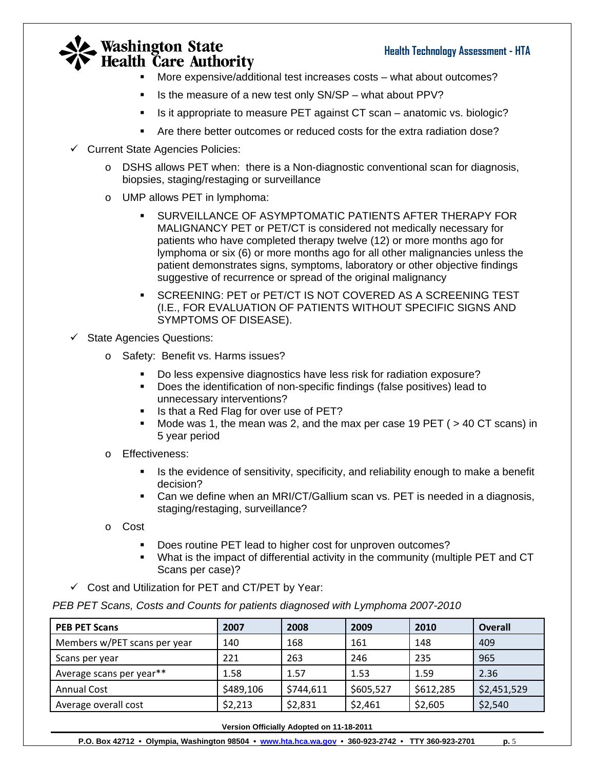- More expensive/additional test increases costs – what about outcomes?
- Is the measure of a new test only SN/SP – what about PPV?
- Is it appropriate to measure PET against CT scan – anatomic vs. biologic?
- Are there better outcomes or reduced costs for the extra radiation dose?

✓ Current State Agencies Policies:

- DSHS allows PET when: there is a Non-diagnostic conventional scan for diagnosis, biopsies, staging/restaging or surveillance
- UMP allows PET in lymphoma:
  - SURVEILLANCE OF ASYMPTOMATIC PATIENTS AFTER THERAPY FOR MALIGNANCY PET or PET/CT is considered not medically necessary for patients who have completed therapy twelve (12) or more months ago for lymphoma or six (6) or more months ago for all other malignancies unless the patient demonstrates signs, symptoms, laboratory or other objective findings suggestive of recurrence or spread of the original malignancy
  - SCREENING: PET or PET/CT IS NOT COVERED AS A SCREENING TEST (I.E., FOR EVALUATION OF PATIENTS WITHOUT SPECIFIC SIGNS AND SYMPTOMS OF DISEASE).

✓ State Agencies Questions:

- Safety: Benefit vs. Harms issues?
  - Do less expensive diagnostics have less risk for radiation exposure?
  - Does the identification of non-specific findings (false positives) lead to unnecessary interventions?
  - Is that a Red Flag for over use of PET?
  - Mode was 1, the mean was 2, and the max per case 19 PET ( > 40 CT scans) in 5 year period
- Effectiveness:
  - Is the evidence of sensitivity, specificity, and reliability enough to make a benefit decision?
  - Can we define when an MRI/CT/Gallium scan vs. PET is needed in a diagnosis, staging/restaging, surveillance?
- Cost
  - Does routine PET lead to higher cost for unproven outcomes?
  - What is the impact of differential activity in the community (multiple PET and CT Scans per case)?

✓ Cost and Utilization for PET and CT/PET by Year:

*PEB PET Scans, Costs and Counts for patients diagnosed with Lymphoma 2007-2010*

| PEB PET Scans | 2007 | 2008 | 2009 | 2010 | Overall |
|---|---|---|---|---|---|
| Members w/PET scans per year | 140 | 168 | 161 | 148 | 409 |
| Scans per year | 221 | 263 | 246 | 235 | 965 |
| Average scans per year** | 1.58 | 1.57 | 1.53 | 1.59 | 2.36 |
| Annual Cost | $489,106 | $744,611 | $605,527 | $612,285 | $2,451,529 |
| Average overall cost | $2,213 | $2,831 | $2,461 | $2,605 | $2,540 |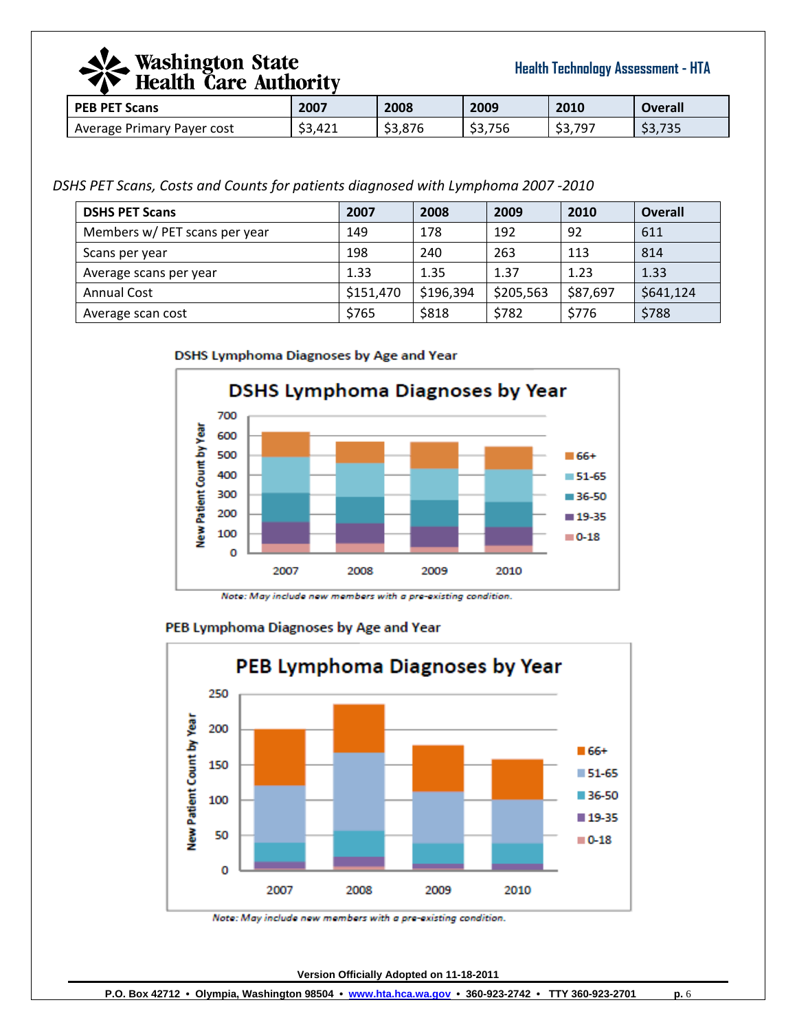| PEB PET Scans | 2007 | 2008 | 2009 | 2010 | Overall |
|---|---|---|---|---|---|
| Average Primary Payer cost | $3,421 | $3,876 | $3,756 | $3,797 | $3,735 |

*DSHS PET Scans, Costs and Counts for patients diagnosed with Lymphoma 2007 -2010*

| DSHS PET Scans | 2007 | 2008 | 2009 | 2010 | Overall |
|---|---|---|---|---|---|
| Members w/ PET scans per year | 149 | 178 | 192 | 92 | 611 |
| Scans per year | 198 | 240 | 263 | 113 | 814 |
| Average scans per year | 1.33 | 1.35 | 1.37 | 1.23 | 1.33 |
| Annual Cost | $151,470 | $196,394 | $205,563 | $87,697 | $641,124 |
| Average scan cost | $765 | $818 | $782 | $776 | $788 |

DSHS Lymphoma Diagnoses by Age and Year

DSHS Lymphoma Diagnoses by Year

New Patient Count by Year

0
100
200
300
400
500
600
700

2007
2008
2009
2010

66+
51-65
36-50
19-35
0-18

Note: May include new members with a pre-existing condition.

PEB Lymphoma Diagnoses by Age and Year

PEB Lymphoma Diagnoses by Year

New Patient Count by Year

0
50
100
150
200
250

2007
2008
2009
2010

66+
51-65
36-50
19-35
0-18

Note: May include new members with a pre-existing condition.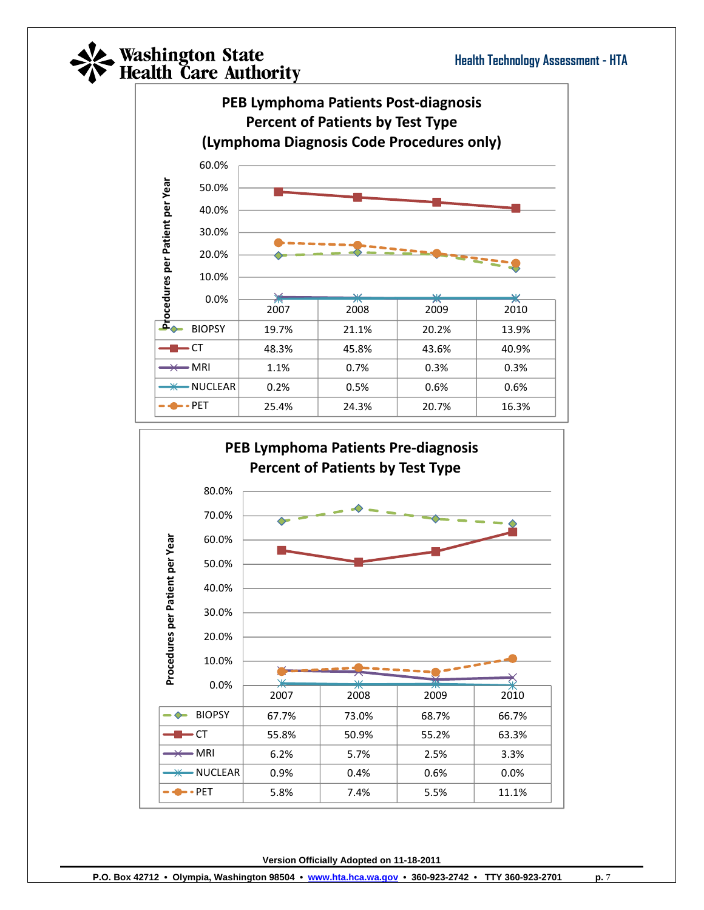**PEB Lymphoma Patients Post-diagnosis**
**Percent of Patients by Test Type**
**(Lymphoma Diagnosis Code Procedures only)**

Procedures per Patient per Year

60.0%
50.0%
40.0%
30.0%
20.0%
10.0%
0.0%

| | 2007 | 2008 | 2009 | 2010 |
|---|---|---|---|---|
| BIOPSY | 19.7% | 21.1% | 20.2% | 13.9% |
| CT | 48.3% | 45.8% | 43.6% | 40.9% |
| MRI | 1.1% | 0.7% | 0.3% | 0.3% |
| NUCLEAR | 0.2% | 0.5% | 0.6% | 0.6% |
| PET | 25.4% | 24.3% | 20.7% | 16.3% |

**PEB Lymphoma Patients Pre-diagnosis**
**Percent of Patients by Test Type**

Procedures per Patient per Year

80.0%
70.0%
60.0%
50.0%
40.0%
30.0%
20.0%
10.0%
0.0%

| | 2007 | 2008 | 2009 | 2010 |
|---|---|---|---|---|
| BIOPSY | 67.7% | 73.0% | 68.7% | 66.7% |
| CT | 55.8% | 50.9% | 55.2% | 63.3% |
| MRI | 6.2% | 5.7% | 2.5% | 3.3% |
| NUCLEAR | 0.9% | 0.4% | 0.6% | 0.0% |
| PET | 5.8% | 7.4% | 5.5% | 11.1% |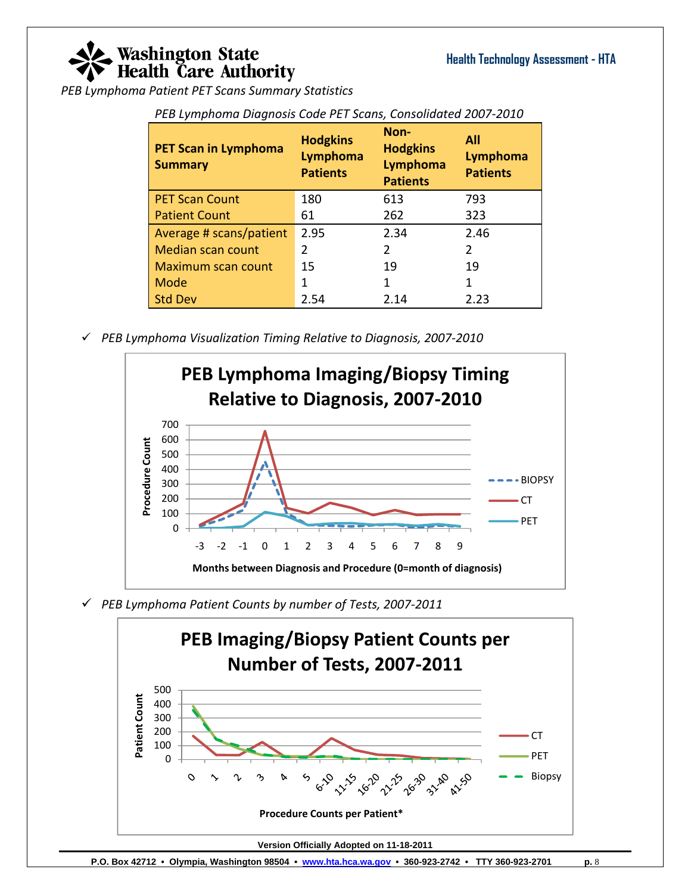*PEB Lymphoma Patient PET Scans Summary Statistics*

*PEB Lymphoma Diagnosis Code PET Scans, Consolidated 2007-2010*

| PET Scan in Lymphoma Summary | Hodgkins Lymphoma Patients | Non-Hodgkins Lymphoma Patients | All Lymphoma Patients |
|---|---|---|---|
| PET Scan Count | 180 | 613 | 793 |
| Patient Count | 61 | 262 | 323 |
| Average # scans/patient | 2.95 | 2.34 | 2.46 |
| Median scan count | 2 | 2 | 2 |
| Maximum scan count | 15 | 19 | 19 |
| Mode | 1 | 1 | 1 |
| Std Dev | 2.54 | 2.14 | 2.23 |

- ✓ *PEB Lymphoma Visualization Timing Relative to Diagnosis, 2007-2010*

PEB Lymphoma Imaging/Biopsy Timing Relative to Diagnosis, 2007-2010

Procedure Count

700
600
500
400
300
200
100
0

-3 -2 -1 0 1 2 3 4 5 6 7 8 9

Months between Diagnosis and Procedure (0=month of diagnosis)

BIOPSY
CT
PET

- ✓ *PEB Lymphoma Patient Counts by number of Tests, 2007-2011*

PEB Imaging/Biopsy Patient Counts per Number of Tests, 2007-2011

Patient Count

500
400
300
200
100
0

0 1 2 3 4 5 6-10 11-15 16-20 21-25 26-30 31-40 41-50

Procedure Counts per Patient*

CT
PET
Biopsy

Version Officially Adopted on 11-18-2011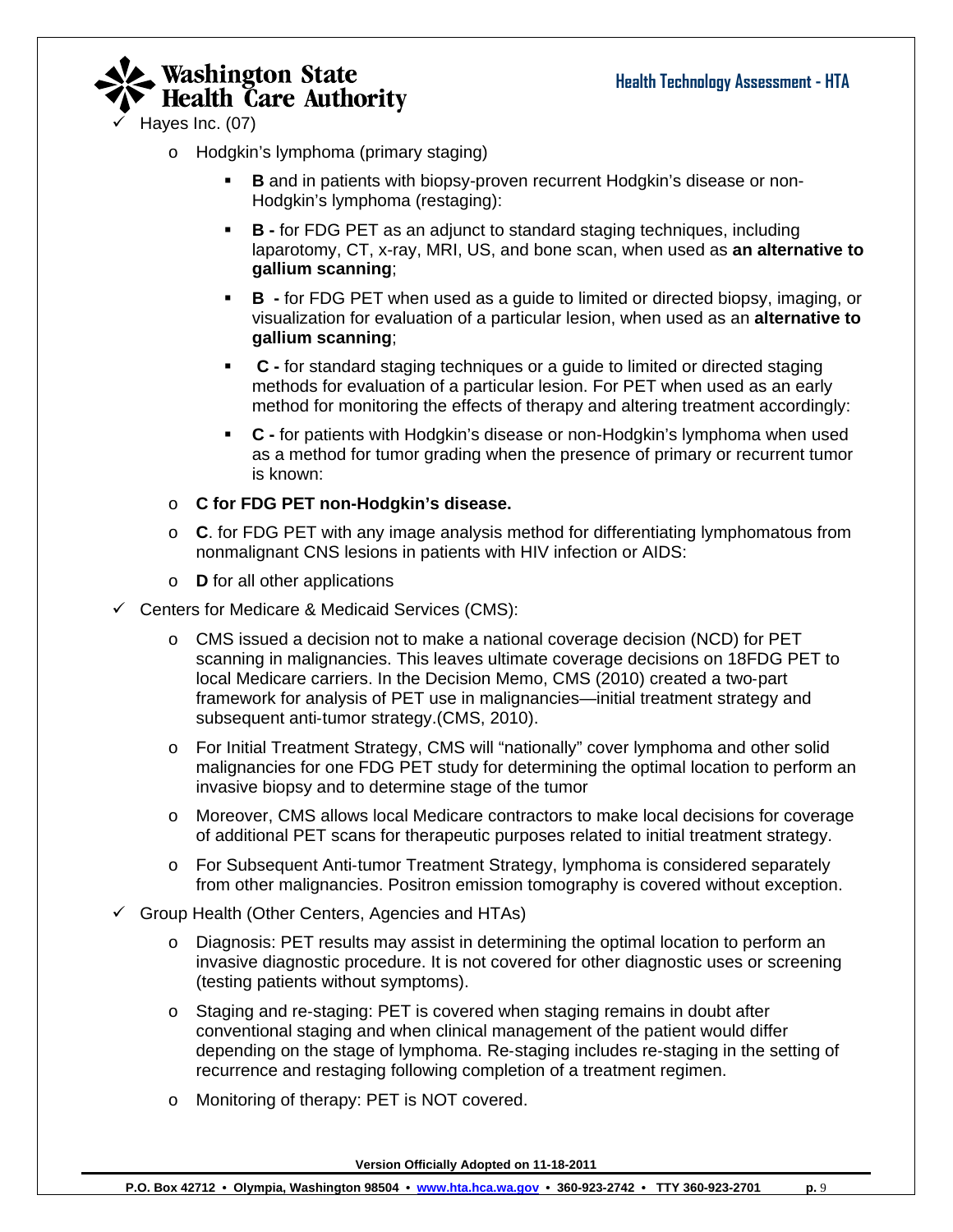- Hayes Inc. (07)
  - Hodgkin's lymphoma (primary staging)
    - **B** and in patients with biopsy-proven recurrent Hodgkin's disease or non-Hodgkin's lymphoma (restaging):
    - **B -** for FDG PET as an adjunct to standard staging techniques, including laparotomy, CT, x-ray, MRI, US, and bone scan, when used as **an alternative to gallium scanning**;
    - **B -** for FDG PET when used as a guide to limited or directed biopsy, imaging, or visualization for evaluation of a particular lesion, when used as an **alternative to gallium scanning**;
    - **C -** for standard staging techniques or a guide to limited or directed staging methods for evaluation of a particular lesion. For PET when used as an early method for monitoring the effects of therapy and altering treatment accordingly:
    - **C -** for patients with Hodgkin's disease or non-Hodgkin's lymphoma when used as a method for tumor grading when the presence of primary or recurrent tumor is known:
  - **C for FDG PET non-Hodgkin's disease.**
  - **C**. for FDG PET with any image analysis method for differentiating lymphomatous from nonmalignant CNS lesions in patients with HIV infection or AIDS:
  - **D** for all other applications
- Centers for Medicare & Medicaid Services (CMS):
  - CMS issued a decision not to make a national coverage decision (NCD) for PET scanning in malignancies. This leaves ultimate coverage decisions on 18FDG PET to local Medicare carriers. In the Decision Memo, CMS (2010) created a two-part framework for analysis of PET use in malignancies—initial treatment strategy and subsequent anti-tumor strategy.(CMS, 2010).
  - For Initial Treatment Strategy, CMS will "nationally" cover lymphoma and other solid malignancies for one FDG PET study for determining the optimal location to perform an invasive biopsy and to determine stage of the tumor
  - Moreover, CMS allows local Medicare contractors to make local decisions for coverage of additional PET scans for therapeutic purposes related to initial treatment strategy.
  - For Subsequent Anti-tumor Treatment Strategy, lymphoma is considered separately from other malignancies. Positron emission tomography is covered without exception.
- Group Health (Other Centers, Agencies and HTAs)
  - Diagnosis: PET results may assist in determining the optimal location to perform an invasive diagnostic procedure. It is not covered for other diagnostic uses or screening (testing patients without symptoms).
  - Staging and re-staging: PET is covered when staging remains in doubt after conventional staging and when clinical management of the patient would differ depending on the stage of lymphoma. Re-staging includes re-staging in the setting of recurrence and restaging following completion of a treatment regimen.
  - Monitoring of therapy: PET is NOT covered.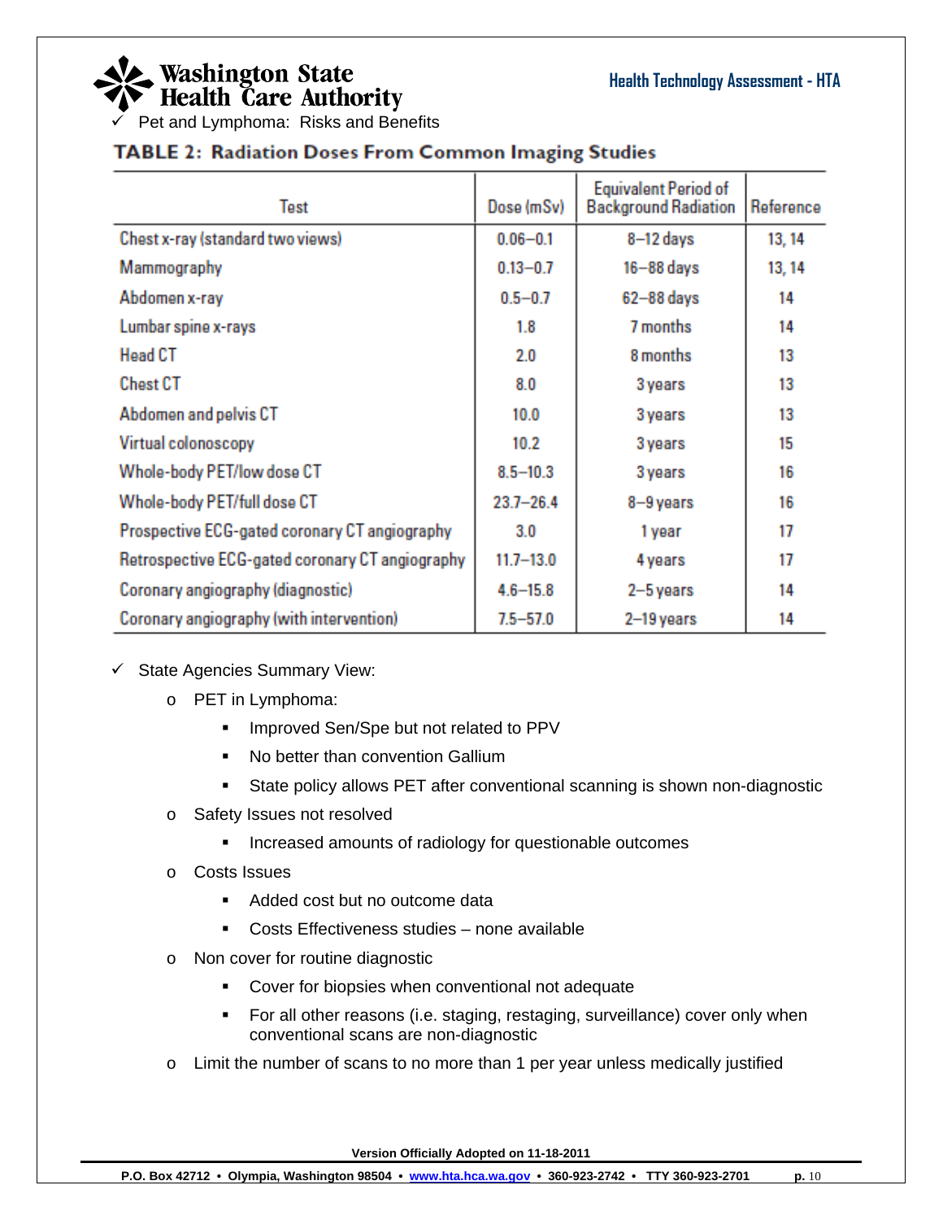- ✓ Pet and Lymphoma: Risks and Benefits

**TABLE 2: Radiation Doses From Common Imaging Studies**

| Test | Dose (mSv) | Equivalent Period of Background Radiation | Reference |
|---|---|---|---|
| Chest x-ray (standard two views) | 0.06–0.1 | 8–12 days | 13, 14 |
| Mammography | 0.13–0.7 | 16–88 days | 13, 14 |
| Abdomen x-ray | 0.5–0.7 | 62–88 days | 14 |
| Lumbar spine x-rays | 1.8 | 7 months | 14 |
| Head CT | 2.0 | 8 months | 13 |
| Chest CT | 8.0 | 3 years | 13 |
| Abdomen and pelvis CT | 10.0 | 3 years | 13 |
| Virtual colonoscopy | 10.2 | 3 years | 15 |
| Whole-body PET/low dose CT | 8.5–10.3 | 3 years | 16 |
| Whole-body PET/full dose CT | 23.7–26.4 | 8–9 years | 16 |
| Prospective ECG-gated coronary CT angiography | 3.0 | 1 year | 17 |
| Retrospective ECG-gated coronary CT angiography | 11.7–13.0 | 4 years | 17 |
| Coronary angiography (diagnostic) | 4.6–15.8 | 2–5 years | 14 |
| Coronary angiography (with intervention) | 7.5–57.0 | 2–19 years | 14 |

- ✓ State Agencies Summary View:
  - PET in Lymphoma:
    - Improved Sen/Spe but not related to PPV
    - No better than convention Gallium
    - State policy allows PET after conventional scanning is shown non-diagnostic
  - Safety Issues not resolved
    - Increased amounts of radiology for questionable outcomes
  - Costs Issues
    - Added cost but no outcome data
    - Costs Effectiveness studies – none available
  - Non cover for routine diagnostic
    - Cover for biopsies when conventional not adequate
    - For all other reasons (i.e. staging, restaging, surveillance) cover only when conventional scans are non-diagnostic
  - Limit the number of scans to no more than 1 per year unless medically justified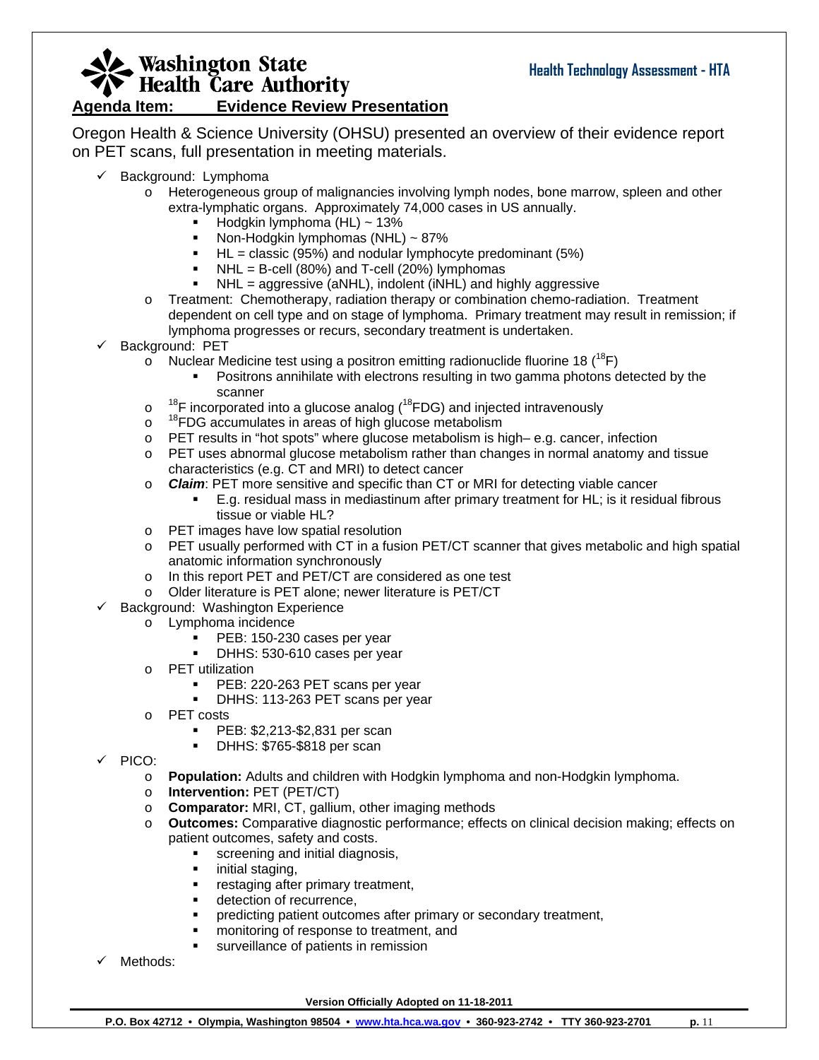## Agenda Item: Evidence Review Presentation

Oregon Health & Science University (OHSU) presented an overview of their evidence report on PET scans, full presentation in meeting materials.

- ✓ Background: Lymphoma
  - Heterogeneous group of malignancies involving lymph nodes, bone marrow, spleen and other extra-lymphatic organs. Approximately 74,000 cases in US annually.
    - Hodgkin lymphoma (HL) ~ 13%
    - Non-Hodgkin lymphomas (NHL) ~ 87%
    - HL = classic (95%) and nodular lymphocyte predominant (5%)
    - NHL = B-cell (80%) and T-cell (20%) lymphomas
    - NHL = aggressive (aNHL), indolent (iNHL) and highly aggressive
  - Treatment: Chemotherapy, radiation therapy or combination chemo-radiation. Treatment dependent on cell type and on stage of lymphoma. Primary treatment may result in remission; if lymphoma progresses or recurs, secondary treatment is undertaken.
- ✓ Background: PET
  - Nuclear Medicine test using a positron emitting radionuclide fluorine 18 ($^{18}F$)
    - Positrons annihilate with electrons resulting in two gamma photons detected by the scanner
  - $^{18}F$ incorporated into a glucose analog ($^{18}FDG$) and injected intravenously
  - $^{18}FDG$ accumulates in areas of high glucose metabolism
  - PET results in "hot spots" where glucose metabolism is high– e.g. cancer, infection
  - PET uses abnormal glucose metabolism rather than changes in normal anatomy and tissue characteristics (e.g. CT and MRI) to detect cancer
  - ***Claim***: PET more sensitive and specific than CT or MRI for detecting viable cancer
    - E.g. residual mass in mediastinum after primary treatment for HL; is it residual fibrous tissue or viable HL?
  - PET images have low spatial resolution
  - PET usually performed with CT in a fusion PET/CT scanner that gives metabolic and high spatial anatomic information synchronously
  - In this report PET and PET/CT are considered as one test
  - Older literature is PET alone; newer literature is PET/CT
- ✓ Background: Washington Experience
  - Lymphoma incidence
    - PEB: 150-230 cases per year
    - DHHS: 530-610 cases per year
  - PET utilization
    - PEB: 220-263 PET scans per year
    - DHHS: 113-263 PET scans per year
  - PET costs
    - PEB: $2,213-$2,831 per scan
    - DHHS: $765-$818 per scan
- ✓ PICO:
  - **Population:** Adults and children with Hodgkin lymphoma and non-Hodgkin lymphoma.
  - **Intervention:** PET (PET/CT)
  - **Comparator:** MRI, CT, gallium, other imaging methods
  - **Outcomes:** Comparative diagnostic performance; effects on clinical decision making; effects on patient outcomes, safety and costs.
    - screening and initial diagnosis,
    - initial staging,
    - restaging after primary treatment,
    - detection of recurrence,
    - predicting patient outcomes after primary or secondary treatment,
    - monitoring of response to treatment, and
    - surveillance of patients in remission
- ✓ Methods: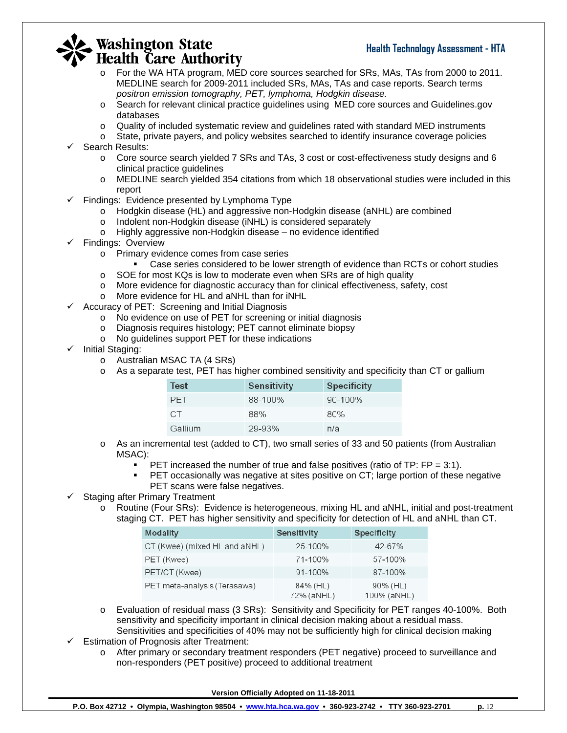- For the WA HTA program, MED core sources searched for SRs, MAs, TAs from 2000 to 2011. MEDLINE search for 2009-2011 included SRs, MAs, TAs and case reports. Search terms *positron emission tomography, PET, lymphoma, Hodgkin disease.*
  - Search for relevant clinical practice guidelines using MED core sources and Guidelines.gov databases
  - Quality of included systematic review and guidelines rated with standard MED instruments
  - State, private payers, and policy websites searched to identify insurance coverage policies
- ✓ Search Results:
  - Core source search yielded 7 SRs and TAs, 3 cost or cost-effectiveness study designs and 6 clinical practice guidelines
  - MEDLINE search yielded 354 citations from which 18 observational studies were included in this report
- ✓ Findings: Evidence presented by Lymphoma Type
  - Hodgkin disease (HL) and aggressive non-Hodgkin disease (aNHL) are combined
  - Indolent non-Hodgkin disease (iNHL) is considered separately
  - Highly aggressive non-Hodgkin disease – no evidence identified
- ✓ Findings: Overview
  - Primary evidence comes from case series
    - Case series considered to be lower strength of evidence than RCTs or cohort studies
  - SOE for most KQs is low to moderate even when SRs are of high quality
  - More evidence for diagnostic accuracy than for clinical effectiveness, safety, cost
  - More evidence for HL and aNHL than for iNHL
- ✓ Accuracy of PET: Screening and Initial Diagnosis
  - No evidence on use of PET for screening or initial diagnosis
  - Diagnosis requires histology; PET cannot eliminate biopsy
  - No guidelines support PET for these indications
- ✓ Initial Staging:
  - Australian MSAC TA (4 SRs)
  - As a separate test, PET has higher combined sensitivity and specificity than CT or gallium

| Test | Sensitivity | Specificity |
|---|---|---|
| PET | 88-100% | 90-100% |
| CT | 88% | 80% |
| Gallium | 29-93% | n/a |

  - As an incremental test (added to CT), two small series of 33 and 50 patients (from Australian MSAC):
    - PET increased the number of true and false positives (ratio of TP: FP = 3:1).
    - PET occasionally was negative at sites positive on CT; large portion of these negative PET scans were false negatives.
- ✓ Staging after Primary Treatment
  - Routine (Four SRs): Evidence is heterogeneous, mixing HL and aNHL, initial and post-treatment staging CT. PET has higher sensitivity and specificity for detection of HL and aNHL than CT.

| Modality | Sensitivity | Specificity |
|---|---|---|
| CT (Kwee) (mixed HL and aNHL) | 25-100% | 42-67% |
| PET (Kwee) | 71-100% | 57-100% |
| PET/CT (Kwee) | 91-100% | 87-100% |
| PET meta-analysis (Terasawa) | 84% (HL)<br>72% (aNHL) | 90% (HL)<br>100% (aNHL) |

  - Evaluation of residual mass (3 SRs): Sensitivity and Specificity for PET ranges 40-100%. Both sensitivity and specificity important in clinical decision making about a residual mass. Sensitivities and specificities of 40% may not be sufficiently high for clinical decision making
- ✓ Estimation of Prognosis after Treatment:
  - After primary or secondary treatment responders (PET negative) proceed to surveillance and non-responders (PET positive) proceed to additional treatment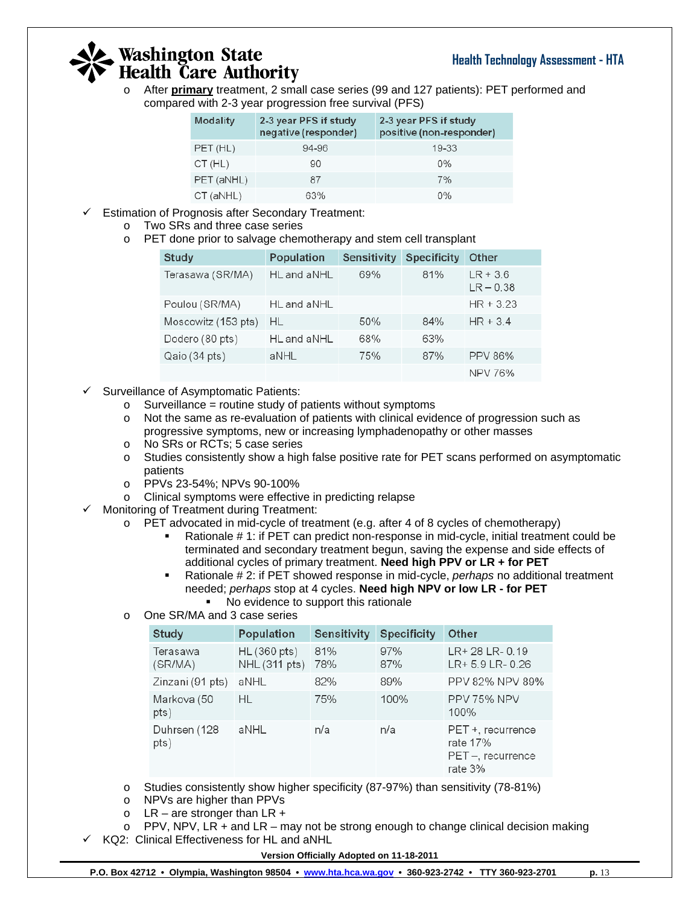- After **primary** treatment, 2 small case series (99 and 127 patients): PET performed and compared with 2-3 year progression free survival (PFS)

| Modality | 2-3 year PFS if study negative (responder) | 2-3 year PFS if study positive (non-responder) |
|---|---|---|
| PET (HL) | 94-96 | 19-33 |
| CT (HL) | 90 | 0% |
| PET (aNHL) | 87 | 7% |
| CT (aNHL) | 63% | 0% |

- ✓ Estimation of Prognosis after Secondary Treatment:
  - Two SRs and three case series
  - PET done prior to salvage chemotherapy and stem cell transplant

| Study | Population | Sensitivity | Specificity | Other |
|---|---|---|---|---|
| Terasawa (SR/MA) | HL and aNHL | 69% | 81% | LR + 3.6<br>LR – 0.38 |
| Poulou (SR/MA) | HL and aNHL | | | HR + 3.23 |
| Moscowitz (153 pts) | HL | 50% | 84% | HR + 3.4 |
| Dodero (80 pts) | HL and aNHL | 68% | 63% | |
| Qaio (34 pts) | aNHL | 75% | 87% | PPV 86% |
| | | | | NPV 76% |

- ✓ Surveillance of Asymptomatic Patients:
  - Surveillance = routine study of patients without symptoms
  - Not the same as re-evaluation of patients with clinical evidence of progression such as progressive symptoms, new or increasing lymphadenopathy or other masses
  - No SRs or RCTs; 5 case series
  - Studies consistently show a high false positive rate for PET scans performed on asymptomatic patients
  - PPVs 23-54%; NPVs 90-100%
  - Clinical symptoms were effective in predicting relapse
- ✓ Monitoring of Treatment during Treatment:
  - PET advocated in mid-cycle of treatment (e.g. after 4 of 8 cycles of chemotherapy)
    - Rationale # 1: if PET can predict non-response in mid-cycle, initial treatment could be terminated and secondary treatment begun, saving the expense and side effects of additional cycles of primary treatment. **Need high PPV or LR + for PET**
    - Rationale # 2: if PET showed response in mid-cycle, *perhaps* no additional treatment needed; *perhaps* stop at 4 cycles. **Need high NPV or low LR - for PET**
      - No evidence to support this rationale
  - One SR/MA and 3 case series

| Study | Population | Sensitivity | Specificity | Other |
|---|---|---|---|---|
| Terasawa (SR/MA) | HL (360 pts)<br>NHL (311 pts) | 81%<br>78% | 97%<br>87% | LR+ 28 LR- 0.19<br>LR+ 5.9 LR- 0.26 |
| Zinzani (91 pts) | aNHL | 82% | 89% | PPV 82% NPV 89% |
| Markova (50 pts) | HL | 75% | 100% | PPV 75% NPV 100% |
| Duhrsen (128 pts) | aNHL | n/a | n/a | PET +, recurrence rate 17%<br>PET –, recurrence rate 3% |

  - Studies consistently show higher specificity (87-97%) than sensitivity (78-81%)
  - NPVs are higher than PPVs
  - LR – are stronger than LR +
  - PPV, NPV, LR + and LR – may not be strong enough to change clinical decision making
- ✓ KQ2: Clinical Effectiveness for HL and aNHL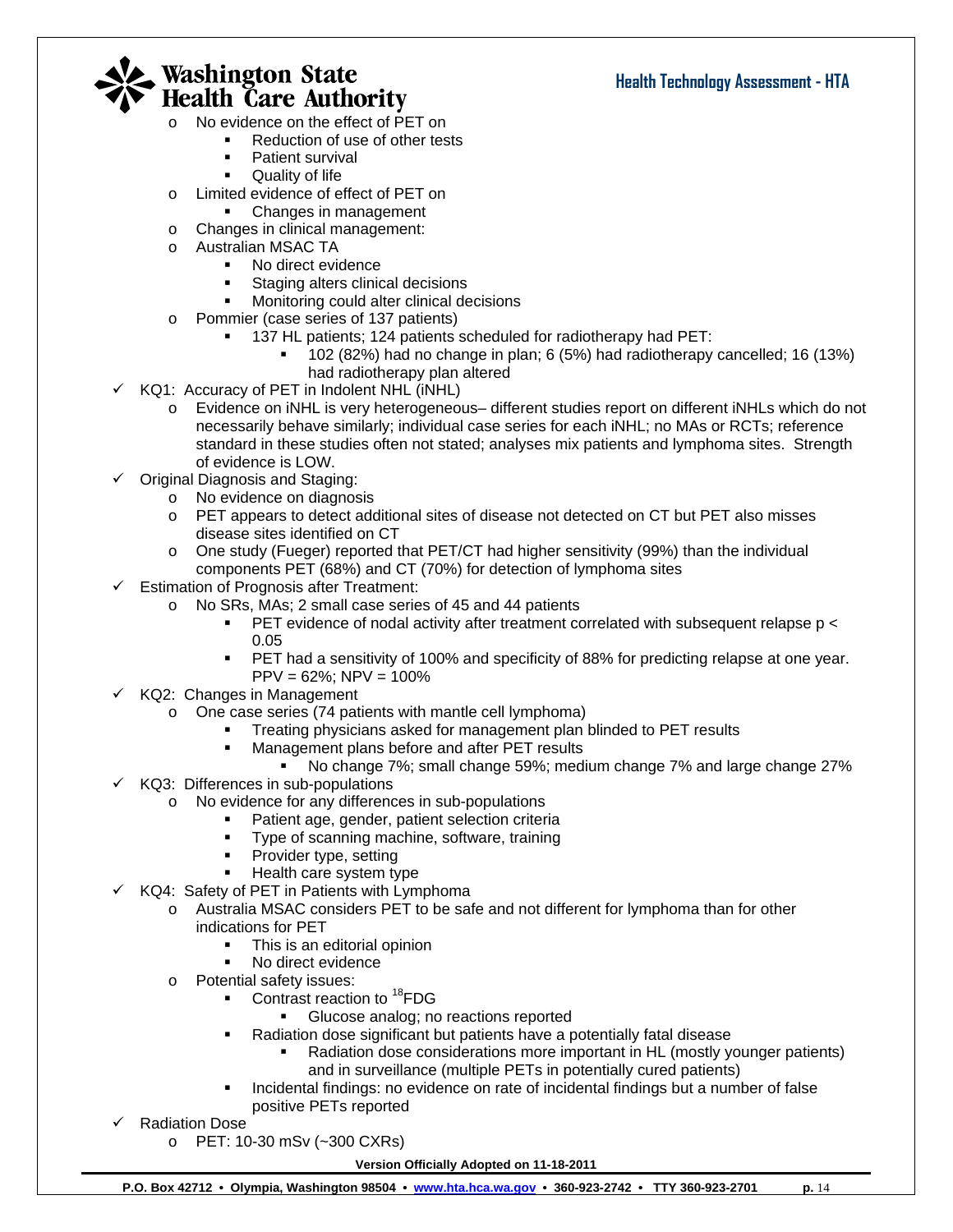- No evidence on the effect of PET on
  - Reduction of use of other tests
  - Patient survival
  - Quality of life
- Limited evidence of effect of PET on
  - Changes in management
- Changes in clinical management:
- Australian MSAC TA
  - No direct evidence
  - Staging alters clinical decisions
  - Monitoring could alter clinical decisions
- Pommier (case series of 137 patients)
  - 137 HL patients; 124 patients scheduled for radiotherapy had PET:
    - 102 (82%) had no change in plan; 6 (5%) had radiotherapy cancelled; 16 (13%) had radiotherapy plan altered

- ✓ KQ1: Accuracy of PET in Indolent NHL (iNHL)
  - Evidence on iNHL is very heterogeneous– different studies report on different iNHLs which do not necessarily behave similarly; individual case series for each iNHL; no MAs or RCTs; reference standard in these studies often not stated; analyses mix patients and lymphoma sites. Strength of evidence is LOW.
- ✓ Original Diagnosis and Staging:
  - No evidence on diagnosis
  - PET appears to detect additional sites of disease not detected on CT but PET also misses disease sites identified on CT
  - One study (Fueger) reported that PET/CT had higher sensitivity (99%) than the individual components PET (68%) and CT (70%) for detection of lymphoma sites
- ✓ Estimation of Prognosis after Treatment:
  - No SRs, MAs; 2 small case series of 45 and 44 patients
    - PET evidence of nodal activity after treatment correlated with subsequent relapse $p < 0.05$
    - PET had a sensitivity of 100% and specificity of 88% for predicting relapse at one year. PPV = 62%; NPV = 100%
- ✓ KQ2: Changes in Management
  - One case series (74 patients with mantle cell lymphoma)
    - Treating physicians asked for management plan blinded to PET results
    - Management plans before and after PET results
      - No change 7%; small change 59%; medium change 7% and large change 27%
- ✓ KQ3: Differences in sub-populations
  - No evidence for any differences in sub-populations
    - Patient age, gender, patient selection criteria
    - Type of scanning machine, software, training
    - Provider type, setting
    - Health care system type
- ✓ KQ4: Safety of PET in Patients with Lymphoma
  - Australia MSAC considers PET to be safe and not different for lymphoma than for other indications for PET
    - This is an editorial opinion
    - No direct evidence
  - Potential safety issues:
    - Contrast reaction to $^{18}$FDG
      - Glucose analog; no reactions reported
    - Radiation dose significant but patients have a potentially fatal disease
      - Radiation dose considerations more important in HL (mostly younger patients) and in surveillance (multiple PETs in potentially cured patients)
    - Incidental findings: no evidence on rate of incidental findings but a number of false positive PETs reported
- ✓ Radiation Dose
  - PET: 10-30 mSv (~300 CXRs)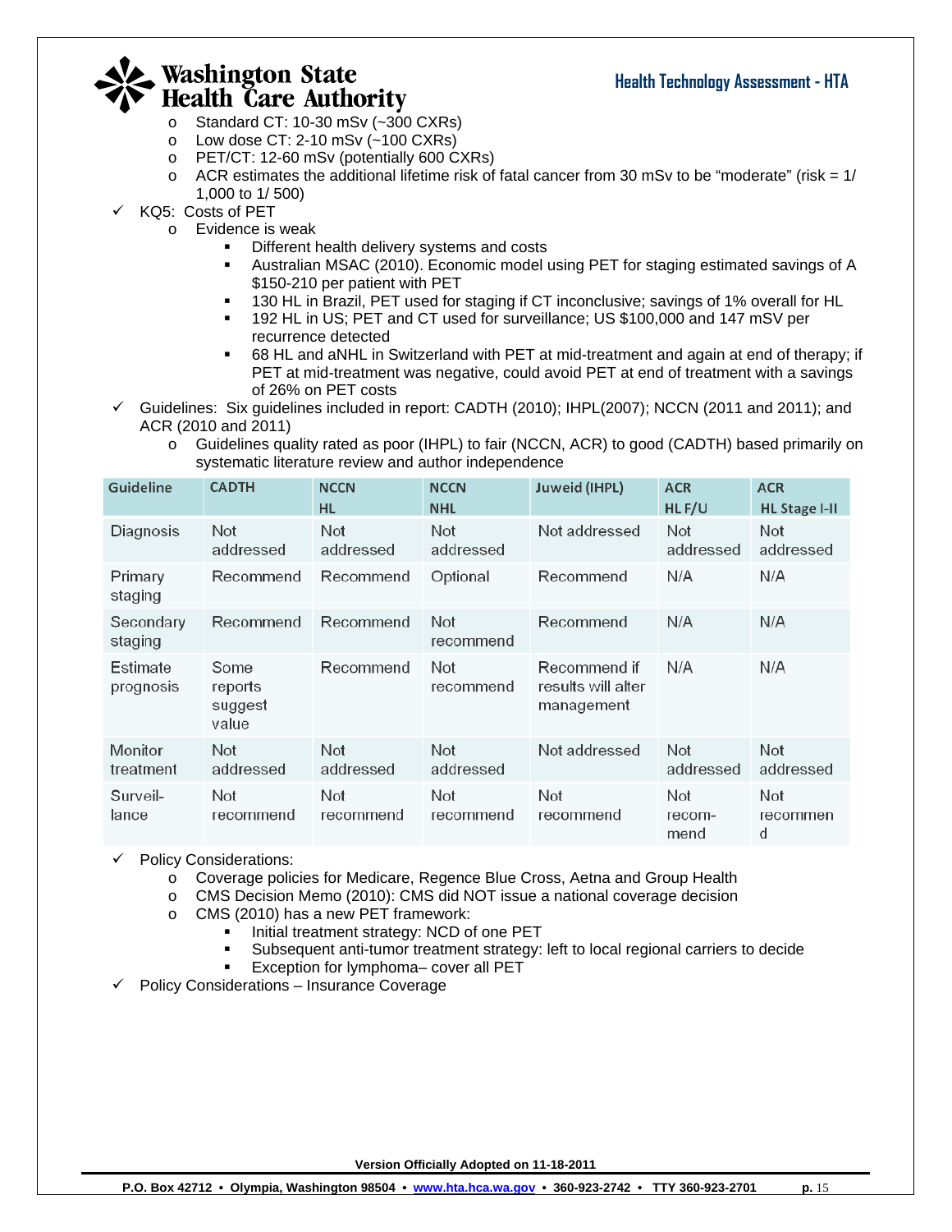- Standard CT: 10-30 mSv (~300 CXRs)
- Low dose CT: 2-10 mSv (~100 CXRs)
- PET/CT: 12-60 mSv (potentially 600 CXRs)
- ACR estimates the additional lifetime risk of fatal cancer from 30 mSv to be "moderate" (risk = 1/ 1,000 to 1/ 500)

✓ KQ5: Costs of PET
- Evidence is weak
  - Different health delivery systems and costs
  - Australian MSAC (2010). Economic model using PET for staging estimated savings of A $150-210 per patient with PET
  - 130 HL in Brazil, PET used for staging if CT inconclusive; savings of 1% overall for HL
  - 192 HL in US; PET and CT used for surveillance; US $100,000 and 147 mSV per recurrence detected
  - 68 HL and aNHL in Switzerland with PET at mid-treatment and again at end of therapy; if PET at mid-treatment was negative, could avoid PET at end of treatment with a savings of 26% on PET costs

✓ Guidelines: Six guidelines included in report: CADTH (2010); IHPL(2007); NCCN (2011 and 2011); and ACR (2010 and 2011)
- Guidelines quality rated as poor (IHPL) to fair (NCCN, ACR) to good (CADTH) based primarily on systematic literature review and author independence

| Guideline | CADTH | NCCN HL | NCCN NHL | Juweid (IHPL) | ACR HL F/U | ACR HL Stage I-II |
|---|---|---|---|---|---|---|
| Diagnosis | Not addressed | Not addressed | Not addressed | Not addressed | Not addressed | Not addressed |
| Primary staging | Recommend | Recommend | Optional | Recommend | N/A | N/A |
| Secondary staging | Recommend | Recommend | Not recommend | Recommend | N/A | N/A |
| Estimate prognosis | Some reports suggest value | Recommend | Not recommend | Recommend if results will alter management | N/A | N/A |
| Monitor treatment | Not addressed | Not addressed | Not addressed | Not addressed | Not addressed | Not addressed |
| Surveil-lance | Not recommend | Not recommend | Not recommend | Not recommend | Not recom-mend | Not recommen d |

✓ Policy Considerations:
- Coverage policies for Medicare, Regence Blue Cross, Aetna and Group Health
- CMS Decision Memo (2010): CMS did NOT issue a national coverage decision
- CMS (2010) has a new PET framework:
  - Initial treatment strategy: NCD of one PET
  - Subsequent anti-tumor treatment strategy: left to local regional carriers to decide
  - Exception for lymphoma– cover all PET

✓ Policy Considerations – Insurance Coverage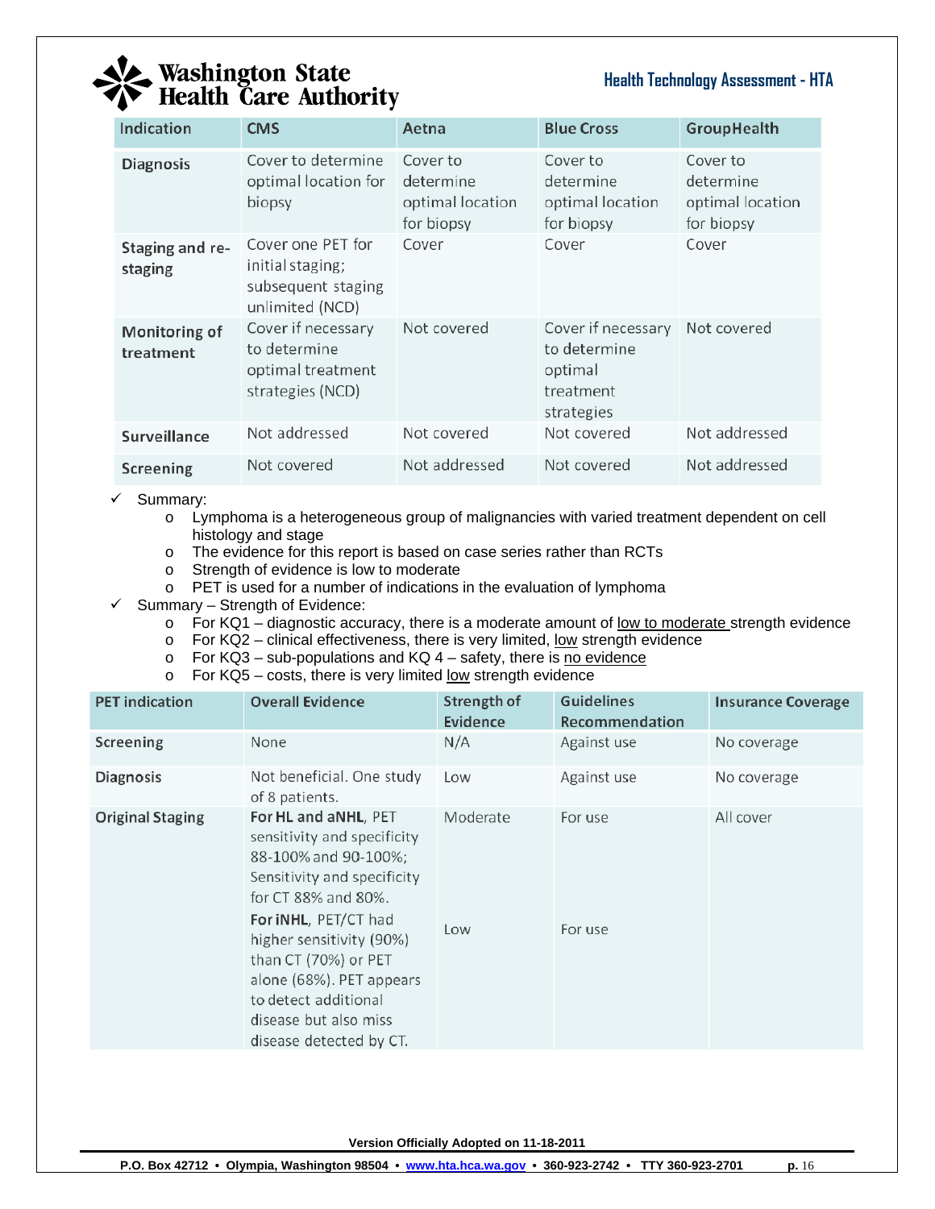| Indication | CMS | Aetna | Blue Cross | GroupHealth |
| --- | --- | --- | --- | --- |
| **Diagnosis** | Cover to determine optimal location for biopsy | Cover to determine optimal location for biopsy | Cover to determine optimal location for biopsy | Cover to determine optimal location for biopsy |
| **Staging and re-staging** | Cover one PET for initial staging; subsequent staging unlimited (NCD) | Cover | Cover | Cover |
| **Monitoring of treatment** | Cover if necessary to determine optimal treatment strategies (NCD) | Not covered | Cover if necessary to determine optimal treatment strategies | Not covered |
| **Surveillance** | Not addressed | Not covered | Not covered | Not addressed |
| **Screening** | Not covered | Not addressed | Not covered | Not addressed |

- ✓ Summary:
  - Lymphoma is a heterogeneous group of malignancies with varied treatment dependent on cell histology and stage
  - The evidence for this report is based on case series rather than RCTs
  - Strength of evidence is low to moderate
  - PET is used for a number of indications in the evaluation of lymphoma
- ✓ Summary – Strength of Evidence:
  - For KQ1 – diagnostic accuracy, there is a moderate amount of low to moderate strength evidence
  - For KQ2 – clinical effectiveness, there is very limited, low strength evidence
  - For KQ3 – sub-populations and KQ 4 – safety, there is no evidence
  - For KQ5 – costs, there is very limited low strength evidence

| PET indication | Overall Evidence | Strength of Evidence | Guidelines Recommendation | Insurance Coverage |
| --- | --- | --- | --- | --- |
| Screening | None | N/A | Against use | No coverage |
| Diagnosis | Not beneficial. One study of 8 patients. | Low | Against use | No coverage |
| Original Staging | **For HL and aNHL**, PET sensitivity and specificity 88-100% and 90-100%; Sensitivity and specificity for CT 88% and 80%. | Moderate | For use | All cover |
| | **For iNHL**, PET/CT had higher sensitivity (90%) than CT (70%) or PET alone (68%). PET appears to detect additional disease but also miss disease detected by CT. | Low | For use | |

Version Officially Adopted on 11-18-2011